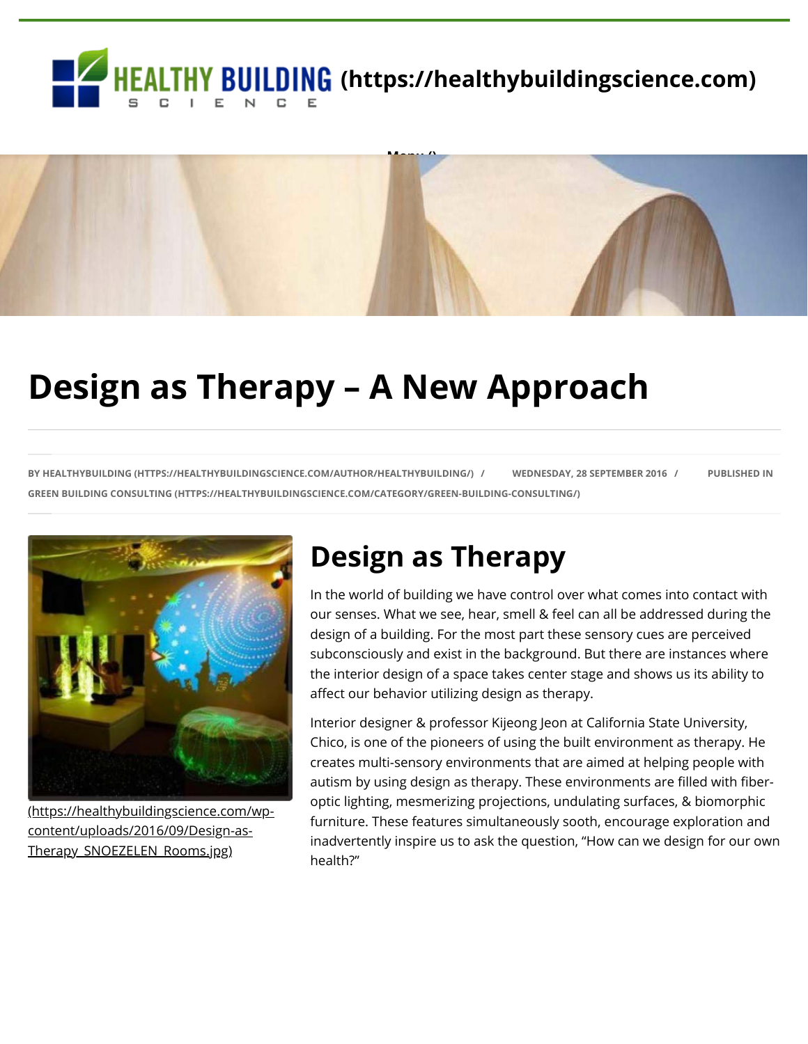HEALTHY BUILDING SCIENCE (https://healthybuildingscience.com)

# Design as Therapy – A New Approach

BY HEALTHYBUILDING (HTTPS://HEALTHYBUILDINGSCIENCE.COM/AUTHOR/HEALTHYBUILDING/) / WEDNESDAY, 28 SEPTEMBER 2016 / PUBLISHED IN GREEN BUILDING CONSULTING (HTTPS://HEALTHYBUILDINGSCIENCE.COM/CATEGORY/GREEN-BUILDING-CONSULTING/)

(https://healthybuildingscience.com/wp-content/uploads/2016/09/Design-as-Therapy_SNOEZELEN_Rooms.jpg)

## Design as Therapy

In the world of building we have control over what comes into contact with our senses. What we see, hear, smell & feel can all be addressed during the design of a building. For the most part these sensory cues are perceived subconsciously and exist in the background. But there are instances where the interior design of a space takes center stage and shows us its ability to affect our behavior utilizing design as therapy.

Interior designer & professor Kijeong Jeon at California State University, Chico, is one of the pioneers of using the built environment as therapy. He creates multi-sensory environments that are aimed at helping people with autism by using design as therapy. These environments are filled with fiber-optic lighting, mesmerizing projections, undulating surfaces, & biomorphic furniture. These features simultaneously sooth, encourage exploration and inadvertently inspire us to ask the question, "How can we design for our own health?"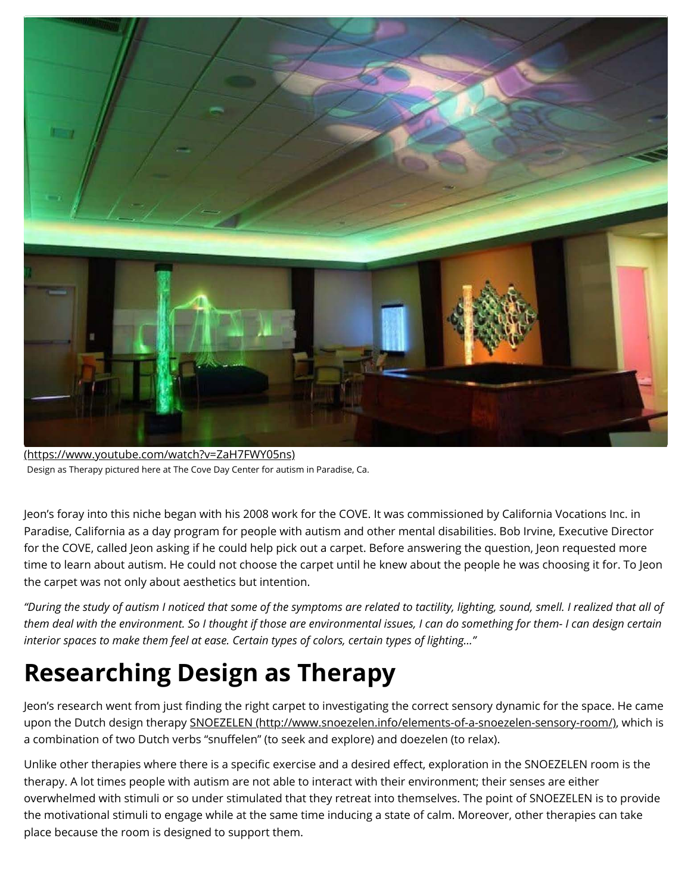(https://www.youtube.com/watch?v=ZaH7FWY05ns)

Design as Therapy pictured here at The Cove Day Center for autism in Paradise, Ca.

Jeon's foray into this niche began with his 2008 work for the COVE. It was commissioned by California Vocations Inc. in Paradise, California as a day program for people with autism and other mental disabilities. Bob Irvine, Executive Director for the COVE, called Jeon asking if he could help pick out a carpet. Before answering the question, Jeon requested more time to learn about autism. He could not choose the carpet until he knew about the people he was choosing it for. To Jeon the carpet was not only about aesthetics but intention.

*"During the study of autism I noticed that some of the symptoms are related to tactility, lighting, sound, smell. I realized that all of them deal with the environment. So I thought if those are environmental issues, I can do something for them- I can design certain interior spaces to make them feel at ease. Certain types of colors, certain types of lighting…"*

# Researching Design as Therapy

Jeon's research went from just finding the right carpet to investigating the correct sensory dynamic for the space. He came upon the Dutch design therapy SNOEZELEN (http://www.snoezelen.info/elements-of-a-snoezelen-sensory-room/), which is a combination of two Dutch verbs "snuffelen" (to seek and explore) and doezelen (to relax).

Unlike other therapies where there is a specific exercise and a desired effect, exploration in the SNOEZELEN room is the therapy. A lot times people with autism are not able to interact with their environment; their senses are either overwhelmed with stimuli or so under stimulated that they retreat into themselves. The point of SNOEZELEN is to provide the motivational stimuli to engage while at the same time inducing a state of calm. Moreover, other therapies can take place because the room is designed to support them.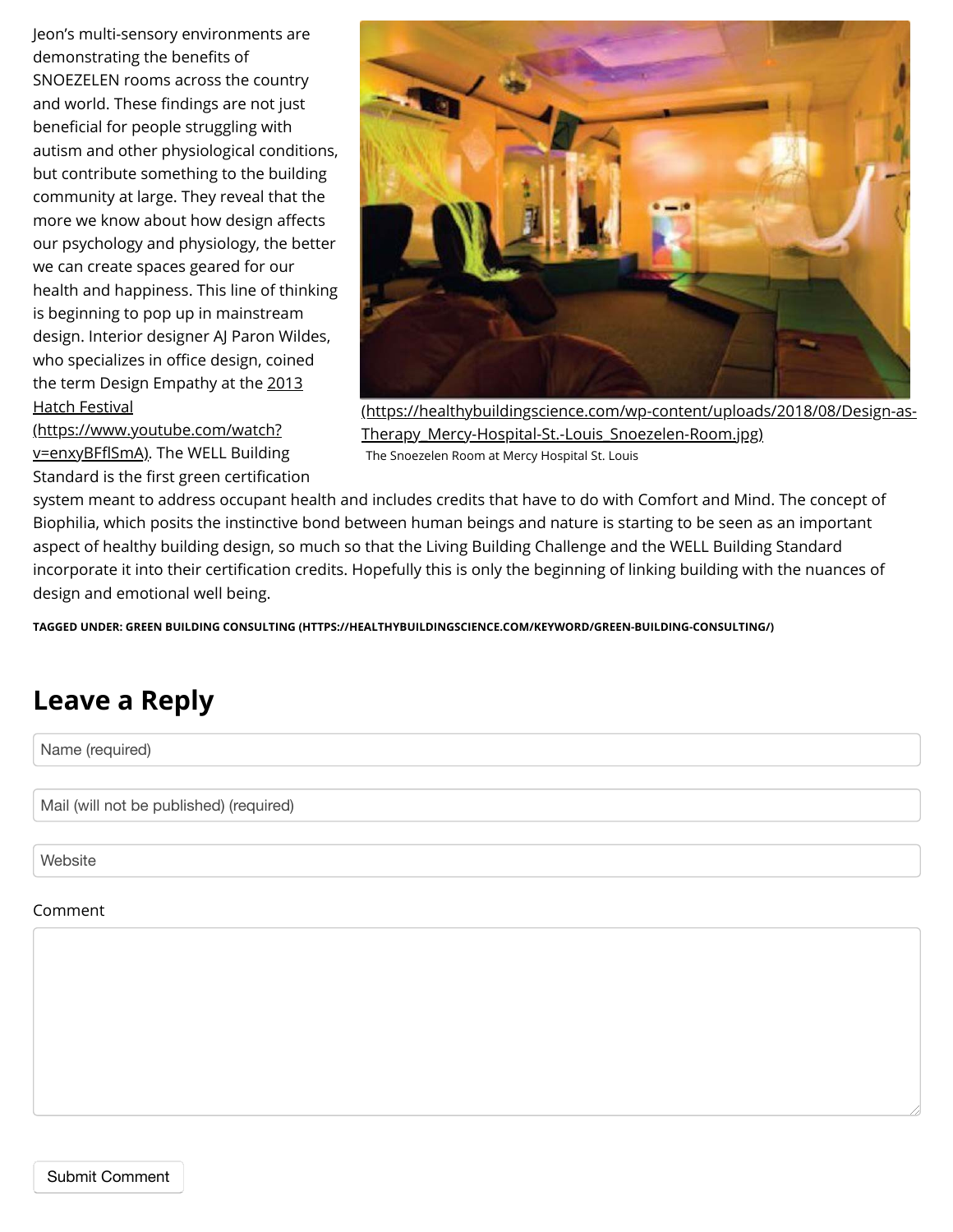Jeon's multi-sensory environments are demonstrating the benefits of SNOEZELEN rooms across the country and world. These findings are not just beneficial for people struggling with autism and other physiological conditions, but contribute something to the building community at large. They reveal that the more we know about how design affects our psychology and physiology, the better we can create spaces geared for our health and happiness. This line of thinking is beginning to pop up in mainstream design. Interior designer AJ Paron Wildes, who specializes in office design, coined the term Design Empathy at the 2013 Hatch Festival (https://www.youtube.com/watch?v=enxyBFflSmA). The WELL Building Standard is the first green certification system meant to address occupant health and includes credits that have to do with Comfort and Mind. The concept of Biophilia, which posits the instinctive bond between human beings and nature is starting to be seen as an important aspect of healthy building design, so much so that the Living Building Challenge and the WELL Building Standard incorporate it into their certification credits. Hopefully this is only the beginning of linking building with the nuances of design and emotional well being.

(https://healthybuildingscience.com/wp-content/uploads/2018/08/Design-as-Therapy_Mercy-Hospital-St.-Louis_Snoezelen-Room.jpg)

The Snoezelen Room at Mercy Hospital St. Louis

**TAGGED UNDER: GREEN BUILDING CONSULTING (HTTPS://HEALTHYBUILDINGSCIENCE.COM/KEYWORD/GREEN-BUILDING-CONSULTING/)**

## Leave a Reply

Name (required)

Mail (will not be published) (required)

Website

Comment

Submit Comment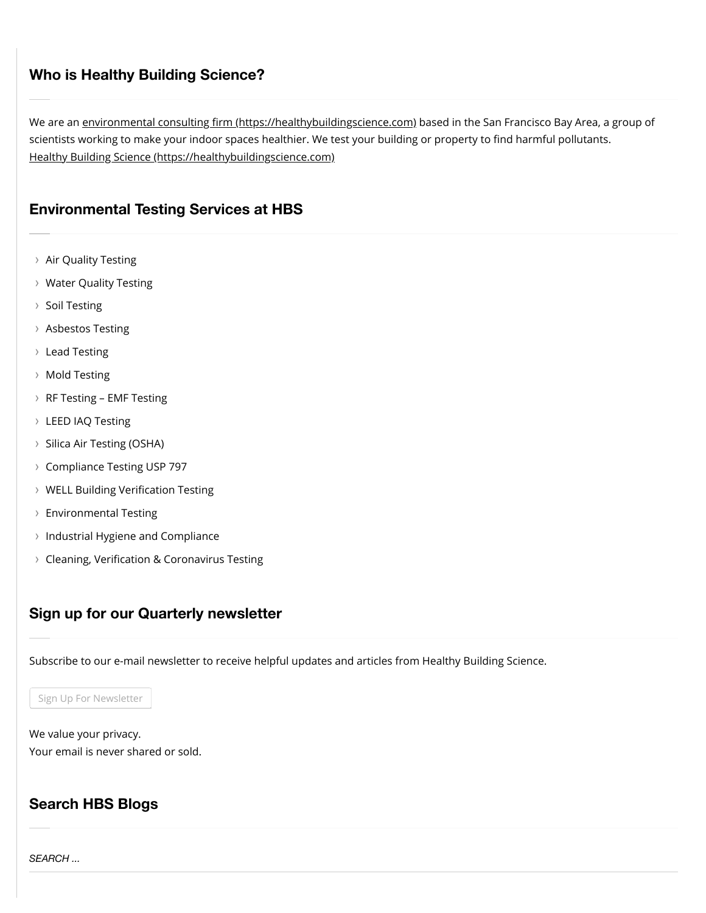## Who is Healthy Building Science?

We are an environmental consulting firm (https://healthybuildingscience.com) based in the San Francisco Bay Area, a group of scientists working to make your indoor spaces healthier. We test your building or property to find harmful pollutants.
Healthy Building Science (https://healthybuildingscience.com)

## Environmental Testing Services at HBS

- Air Quality Testing
- Water Quality Testing
- Soil Testing
- Asbestos Testing
- Lead Testing
- Mold Testing
- RF Testing – EMF Testing
- LEED IAQ Testing
- Silica Air Testing (OSHA)
- Compliance Testing USP 797
- WELL Building Verification Testing
- Environmental Testing
- Industrial Hygiene and Compliance
- Cleaning, Verification & Coronavirus Testing

## Sign up for our Quarterly newsletter

Subscribe to our e-mail newsletter to receive helpful updates and articles from Healthy Building Science.

Sign Up For Newsletter

We value your privacy.
Your email is never shared or sold.

## Search HBS Blogs

*SEARCH ...*